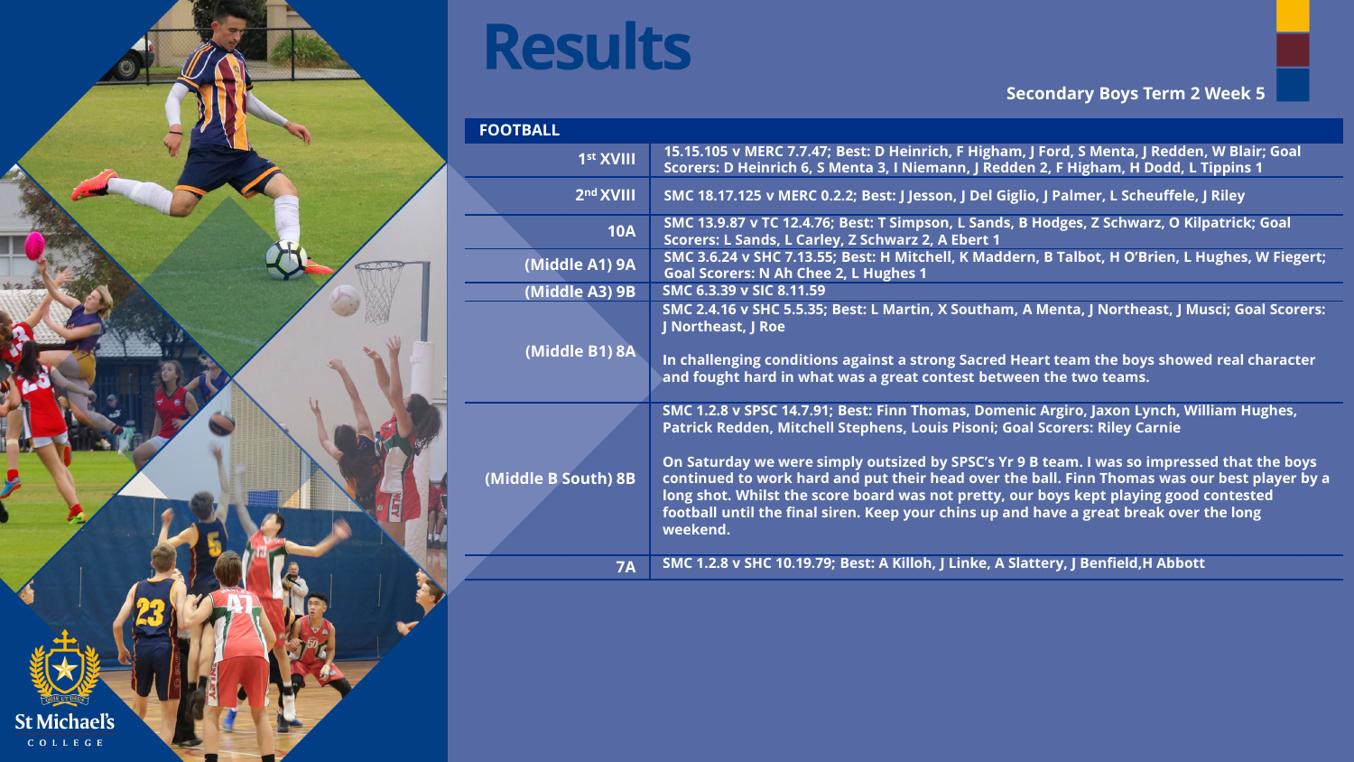# Results

**Secondary Boys Term 2 Week 5**

| FOOTBALL | |
|---|---|
| 1st XVIII | 15.15.105 v MERC 7.7.47; Best: D Heinrich, F Higham, J Ford, S Menta, J Redden, W Blair; Goal Scorers: D Heinrich 6, S Menta 3, I Niemann, J Redden 2, F Higham, H Dodd, L Tippins 1 |
| 2nd XVIII | SMC 18.17.125 v MERC 0.2.2; Best: J Jesson, J Del Giglio, J Palmer, L Scheuffele, J Riley |
| 10A | SMC 13.9.87 v TC 12.4.76; Best: T Simpson, L Sands, B Hodges, Z Schwarz, O Kilpatrick; Goal Scorers: L Sands, L Carley, Z Schwarz 2, A Ebert 1 |
| (Middle A1) 9A | SMC 3.6.24 v SHC 7.13.55; Best: H Mitchell, K Maddern, B Talbot, H O'Brien, L Hughes, W Fiegert; Goal Scorers: N Ah Chee 2, L Hughes 1 |
| (Middle A3) 9B | SMC 6.3.39 v SIC 8.11.59 |
| (Middle B1) 8A | SMC 2.4.16 v SHC 5.5.35; Best: L Martin, X Southam, A Menta, J Northeast, J Musci; Goal Scorers: J Northeast, J Roe<br><br>In challenging conditions against a strong Sacred Heart team the boys showed real character and fought hard in what was a great contest between the two teams. |
| (Middle B South) 8B | SMC 1.2.8 v SPSC 14.7.91; Best: Finn Thomas, Domenic Argiro, Jaxon Lynch, William Hughes, Patrick Redden, Mitchell Stephens, Louis Pisoni; Goal Scorers: Riley Carnie<br><br>On Saturday we were simply outsized by SPSC's Yr 9 B team. I was so impressed that the boys continued to work hard and put their head over the ball. Finn Thomas was our best player by a long shot. Whilst the score board was not pretty, our boys kept playing good contested football until the final siren. Keep your chins up and have a great break over the long weekend. |
| 7A | SMC 1.2.8 v SHC 10.19.79; Best: A Killoh, J Linke, A Slattery, J Benfield,H Abbott |

St Michael's College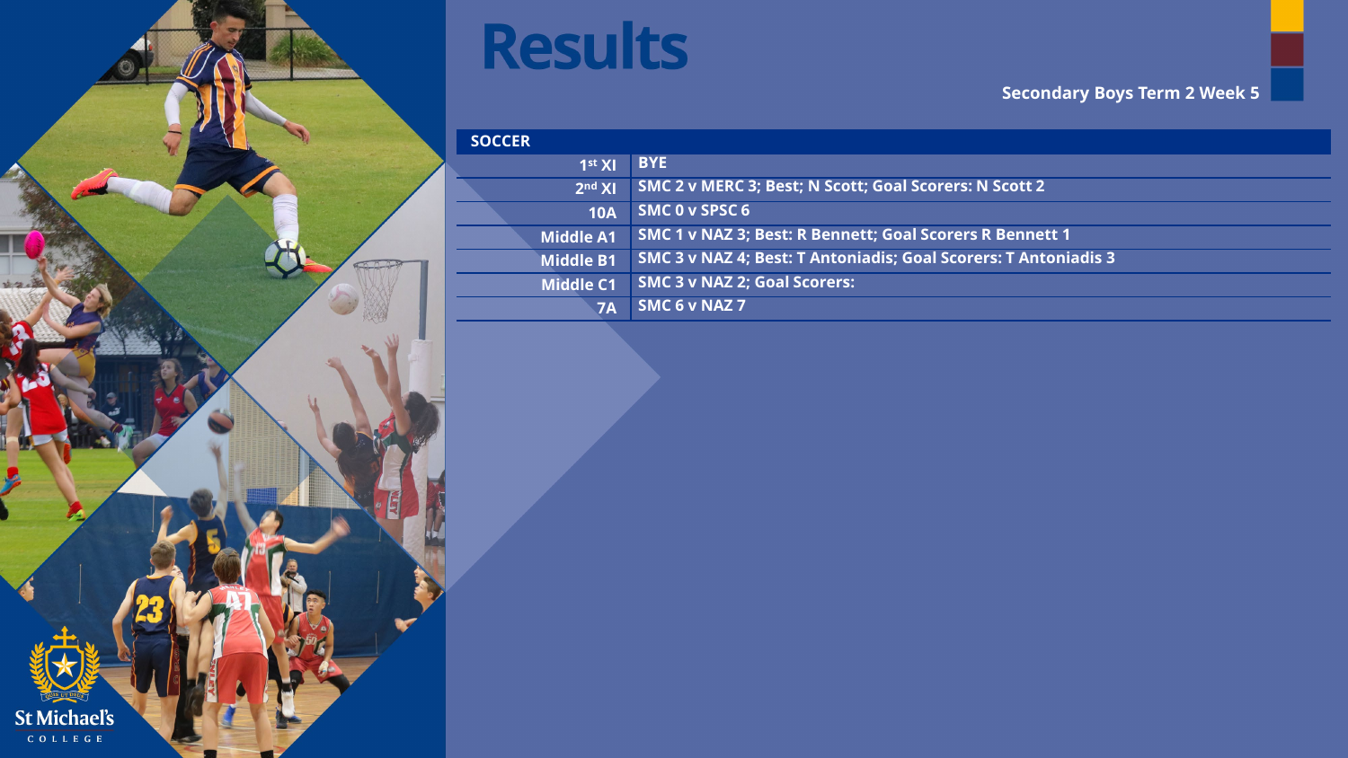# Results

**Secondary Boys Term 2 Week 5**

| SOCCER | |
|---|---|
| 1st XI | BYE |
| 2nd XI | SMC 2 v MERC 3; Best; N Scott; Goal Scorers: N Scott 2 |
| 10A | SMC 0 v SPSC 6 |
| Middle A1 | SMC 1 v NAZ 3; Best: R Bennett; Goal Scorers R Bennett 1 |
| Middle B1 | SMC 3 v NAZ 4; Best: T Antoniadis; Goal Scorers: T Antoniadis 3 |
| Middle C1 | SMC 3 v NAZ 2; Goal Scorers: |
| 7A | SMC 6 v NAZ 7 |

St Michael's COLLEGE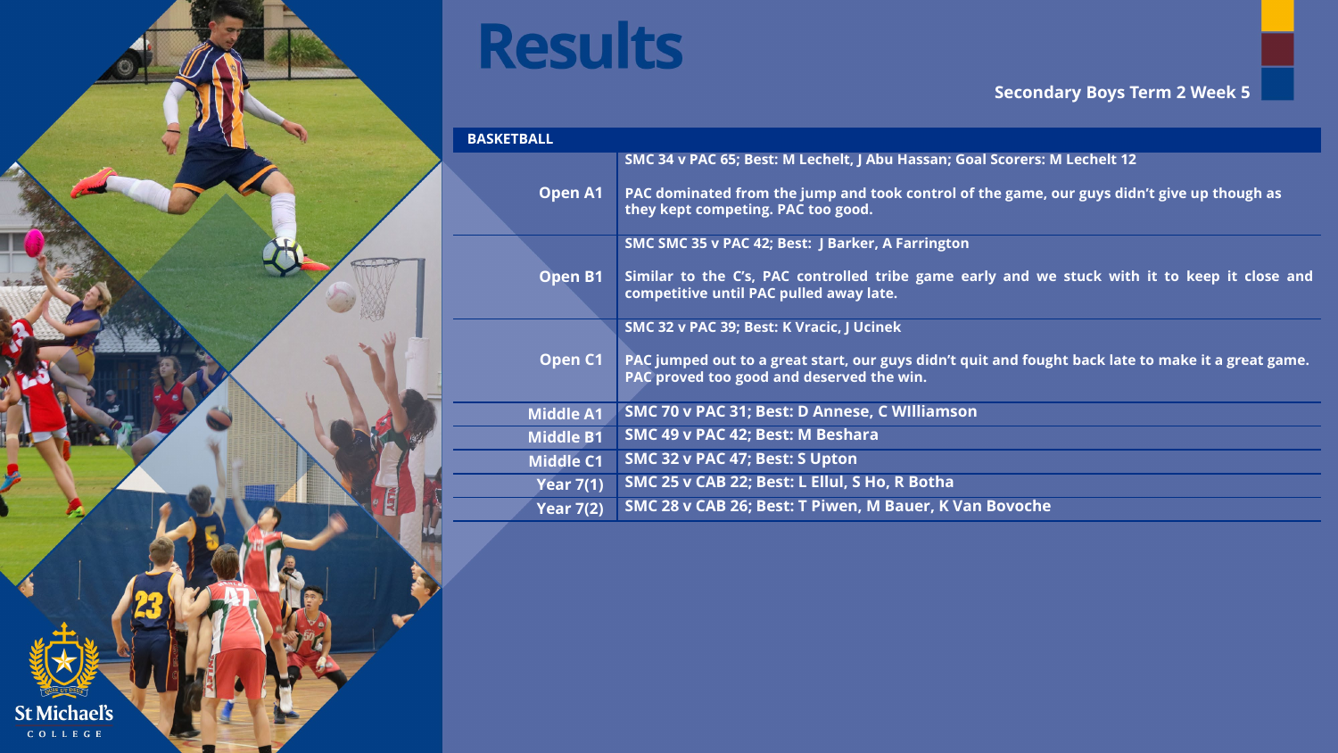# Results

**Secondary Boys Term 2 Week 5**

| BASKETBALL | |
|---|---|
| Open A1 | SMC 34 v PAC 65; Best: M Lechelt, J Abu Hassan; Goal Scorers: M Lechelt 12<br><br>PAC dominated from the jump and took control of the game, our guys didn't give up though as they kept competing. PAC too good. |
| Open B1 | SMC SMC 35 v PAC 42; Best: J Barker, A Farrington<br><br>Similar to the C's, PAC controlled tribe game early and we stuck with it to keep it close and competitive until PAC pulled away late. |
| Open C1 | SMC 32 v PAC 39; Best: K Vracic, J Ucinek<br><br>PAC jumped out to a great start, our guys didn't quit and fought back late to make it a great game. PAC proved too good and deserved the win. |
| Middle A1 | SMC 70 v PAC 31; Best: D Annese, C WIlliamson |
| Middle B1 | SMC 49 v PAC 42; Best: M Beshara |
| Middle C1 | SMC 32 v PAC 47; Best: S Upton |
| Year 7(1) | SMC 25 v CAB 22; Best: L Ellul, S Ho, R Botha |
| Year 7(2) | SMC 28 v CAB 26; Best: T Piwen, M Bauer, K Van Bovoche |

St Michael's COLLEGE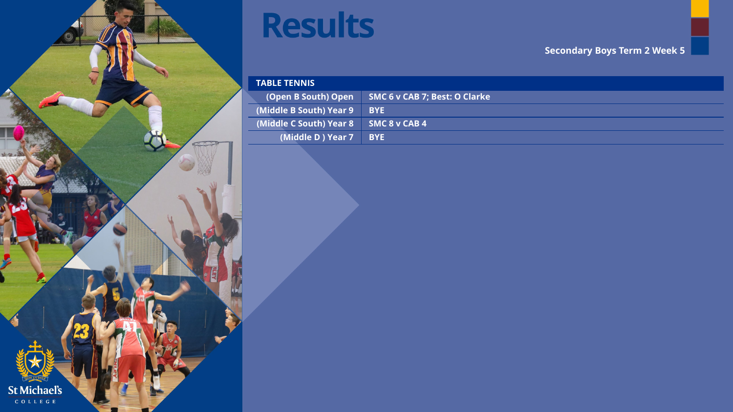# Results

**Secondary Boys Term 2 Week 5**

| TABLE TENNIS | |
|---|---|
| (Open B South) Open | SMC 6 v CAB 7; Best: O Clarke |
| (Middle B South) Year 9 | BYE |
| (Middle C South) Year 8 | SMC 8 v CAB 4 |
| (Middle D ) Year 7 | BYE |

St Michael's
COLLEGE